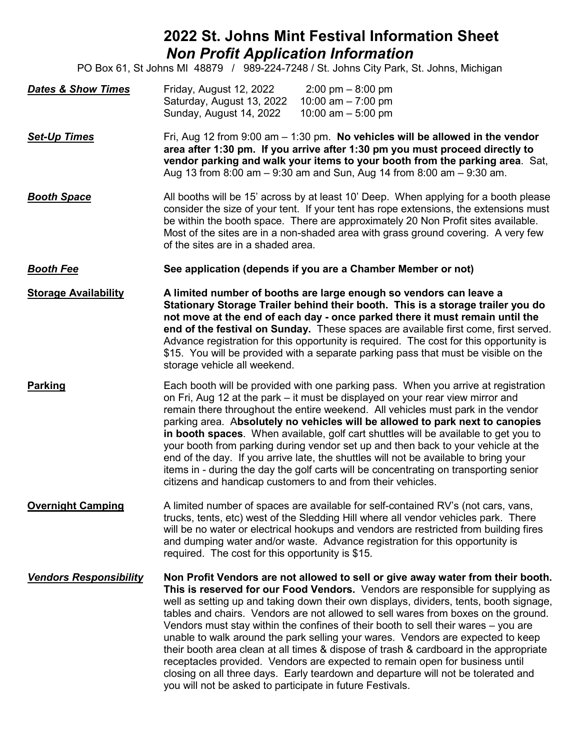# 2022 St. Johns Mint Festival Information Sheet

## *Non Profit Application Information*

PO Box 61, St Johns MI 48879 / 989-224-7248 / St. Johns City Park, St. Johns, Michigan

***Dates & Show Times***

Friday, August 12, 2022 — 2:00 pm – 8:00 pm
Saturday, August 13, 2022 — 10:00 am – 7:00 pm
Sunday, August 14, 2022 — 10:00 am – 5:00 pm

***Set-Up Times***

Fri, Aug 12 from 9:00 am – 1:30 pm. **No vehicles will be allowed in the vendor area after 1:30 pm. If you arrive after 1:30 pm you must proceed directly to vendor parking and walk your items to your booth from the parking area**. Sat, Aug 13 from 8:00 am – 9:30 am and Sun, Aug 14 from 8:00 am – 9:30 am.

***Booth Space***

All booths will be 15' across by at least 10' Deep. When applying for a booth please consider the size of your tent. If your tent has rope extensions, the extensions must be within the booth space. There are approximately 20 Non Profit sites available. Most of the sites are in a non-shaded area with grass ground covering. A very few of the sites are in a shaded area.

***Booth Fee***

**See application (depends if you are a Chamber Member or not)**

**Storage Availability**

**A limited number of booths are large enough so vendors can leave a Stationary Storage Trailer behind their booth. This is a storage trailer you do not move at the end of each day - once parked there it must remain until the end of the festival on Sunday.** These spaces are available first come, first served. Advance registration for this opportunity is required. The cost for this opportunity is $15. You will be provided with a separate parking pass that must be visible on the storage vehicle all weekend.

**Parking**

Each booth will be provided with one parking pass. When you arrive at registration on Fri, Aug 12 at the park – it must be displayed on your rear view mirror and remain there throughout the entire weekend. All vehicles must park in the vendor parking area. A**bsolutely no vehicles will be allowed to park next to canopies in booth spaces**. When available, golf cart shuttles will be available to get you to your booth from parking during vendor set up and then back to your vehicle at the end of the day. If you arrive late, the shuttles will not be available to bring your items in - during the day the golf carts will be concentrating on transporting senior citizens and handicap customers to and from their vehicles.

**Overnight Camping**

A limited number of spaces are available for self-contained RV's (not cars, vans, trucks, tents, etc) west of the Sledding Hill where all vendor vehicles park. There will be no water or electrical hookups and vendors are restricted from building fires and dumping water and/or waste. Advance registration for this opportunity is required. The cost for this opportunity is $15.

***Vendors Responsibility***

**Non Profit Vendors are not allowed to sell or give away water from their booth. This is reserved for our Food Vendors.** Vendors are responsible for supplying as well as setting up and taking down their own displays, dividers, tents, booth signage, tables and chairs. Vendors are not allowed to sell wares from boxes on the ground. Vendors must stay within the confines of their booth to sell their wares – you are unable to walk around the park selling your wares. Vendors are expected to keep their booth area clean at all times & dispose of trash & cardboard in the appropriate receptacles provided. Vendors are expected to remain open for business until closing on all three days. Early teardown and departure will not be tolerated and you will not be asked to participate in future Festivals.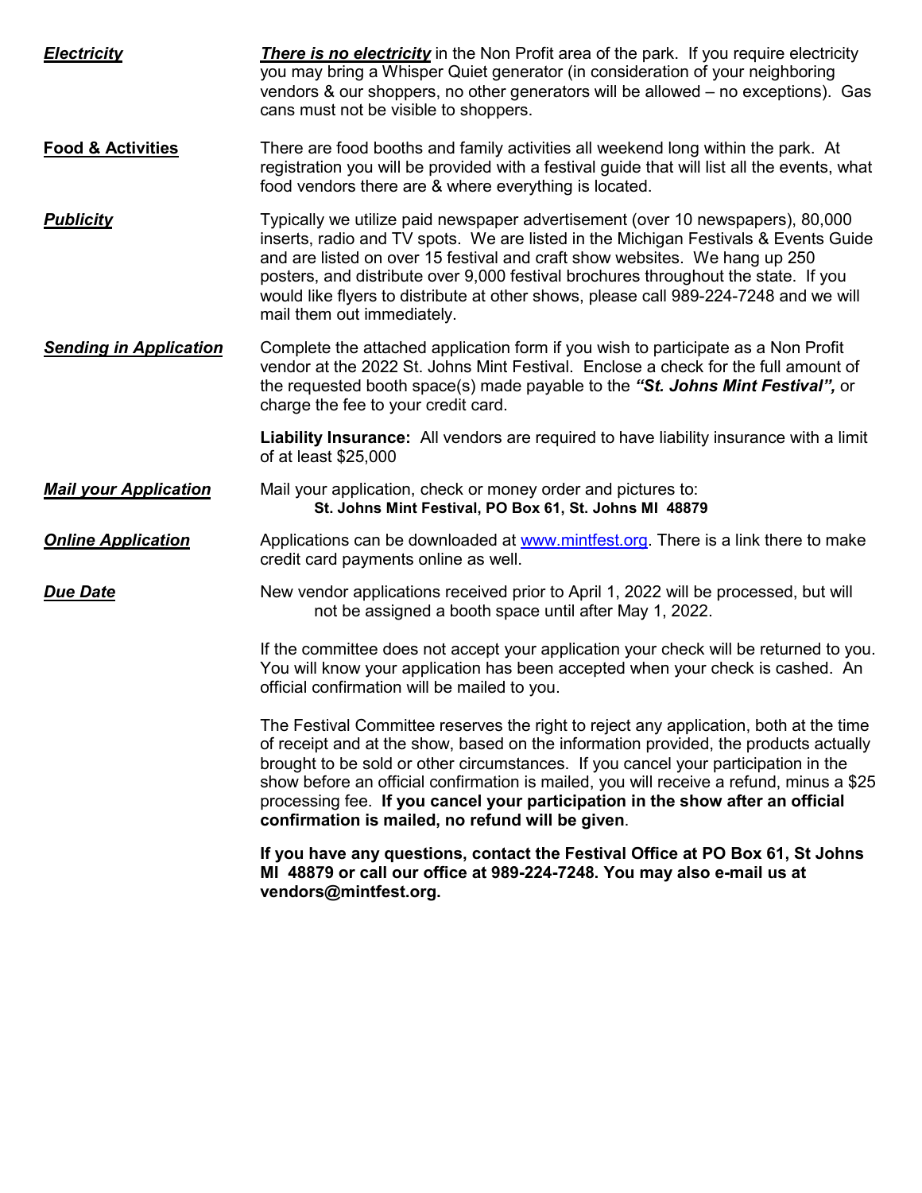***Electricity***

***There is no electricity*** in the Non Profit area of the park. If you require electricity you may bring a Whisper Quiet generator (in consideration of your neighboring vendors & our shoppers, no other generators will be allowed – no exceptions). Gas cans must not be visible to shoppers.

**Food & Activities**

There are food booths and family activities all weekend long within the park. At registration you will be provided with a festival guide that will list all the events, what food vendors there are & where everything is located.

***Publicity***

Typically we utilize paid newspaper advertisement (over 10 newspapers), 80,000 inserts, radio and TV spots. We are listed in the Michigan Festivals & Events Guide and are listed on over 15 festival and craft show websites. We hang up 250 posters, and distribute over 9,000 festival brochures throughout the state. If you would like flyers to distribute at other shows, please call 989-224-7248 and we will mail them out immediately.

***Sending in Application***

Complete the attached application form if you wish to participate as a Non Profit vendor at the 2022 St. Johns Mint Festival. Enclose a check for the full amount of the requested booth space(s) made payable to the ***"St. Johns Mint Festival",*** or charge the fee to your credit card.

**Liability Insurance:** All vendors are required to have liability insurance with a limit of at least $25,000

***Mail your Application***

Mail your application, check or money order and pictures to:
**St. Johns Mint Festival, PO Box 61, St. Johns MI 48879**

***Online Application***

Applications can be downloaded at [www.mintfest.org](www.mintfest.org). There is a link there to make credit card payments online as well.

***Due Date***

New vendor applications received prior to April 1, 2022 will be processed, but will not be assigned a booth space until after May 1, 2022.

If the committee does not accept your application your check will be returned to you. You will know your application has been accepted when your check is cashed. An official confirmation will be mailed to you.

The Festival Committee reserves the right to reject any application, both at the time of receipt and at the show, based on the information provided, the products actually brought to be sold or other circumstances. If you cancel your participation in the show before an official confirmation is mailed, you will receive a refund, minus a $25 processing fee. **If you cancel your participation in the show after an official confirmation is mailed, no refund will be given**.

**If you have any questions, contact the Festival Office at PO Box 61, St Johns MI 48879 or call our office at 989-224-7248. You may also e-mail us at vendors@mintfest.org.**